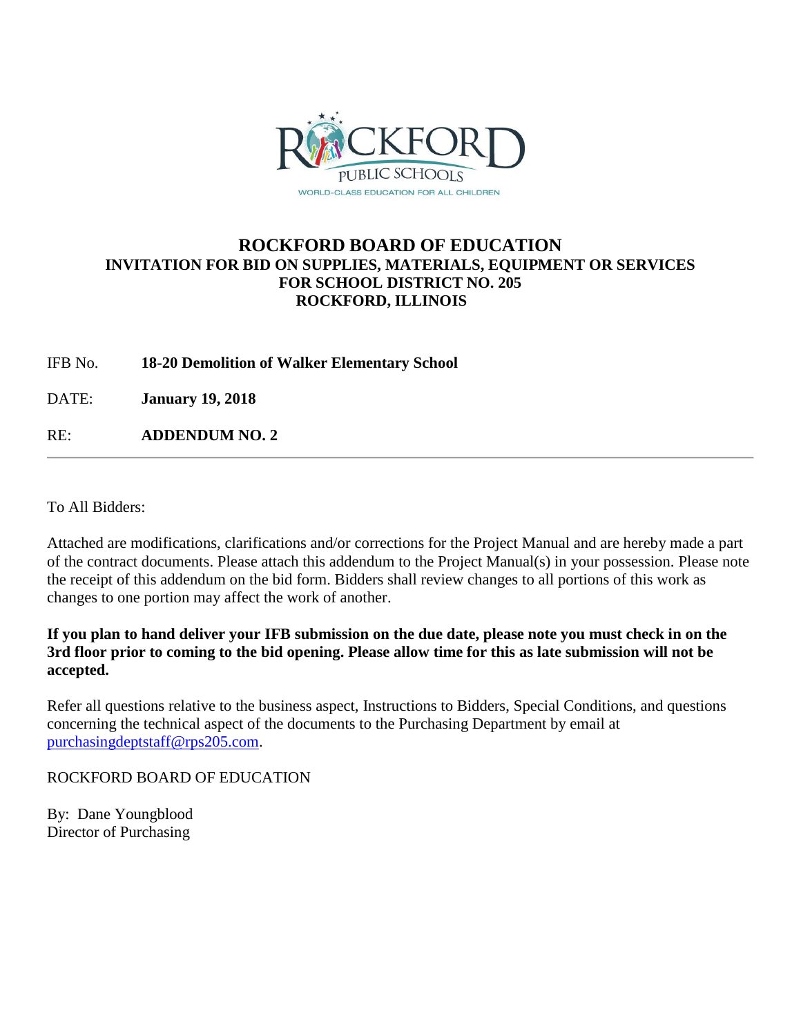ROCKFORD PUBLIC SCHOOLS
WORLD-CLASS EDUCATION FOR ALL CHILDREN

# ROCKFORD BOARD OF EDUCATION
## INVITATION FOR BID ON SUPPLIES, MATERIALS, EQUIPMENT OR SERVICES FOR SCHOOL DISTRICT NO. 205 ROCKFORD, ILLINOIS

IFB No. **18-20 Demolition of Walker Elementary School**

DATE: **January 19, 2018**

RE: **ADDENDUM NO. 2**

---

To All Bidders:

Attached are modifications, clarifications and/or corrections for the Project Manual and are hereby made a part of the contract documents. Please attach this addendum to the Project Manual(s) in your possession. Please note the receipt of this addendum on the bid form. Bidders shall review changes to all portions of this work as changes to one portion may affect the work of another.

**If you plan to hand deliver your IFB submission on the due date, please note you must check in on the 3rd floor prior to coming to the bid opening. Please allow time for this as late submission will not be accepted.**

Refer all questions relative to the business aspect, Instructions to Bidders, Special Conditions, and questions concerning the technical aspect of the documents to the Purchasing Department by email at purchasingdeptstaff@rps205.com.

ROCKFORD BOARD OF EDUCATION

By: Dane Youngblood
Director of Purchasing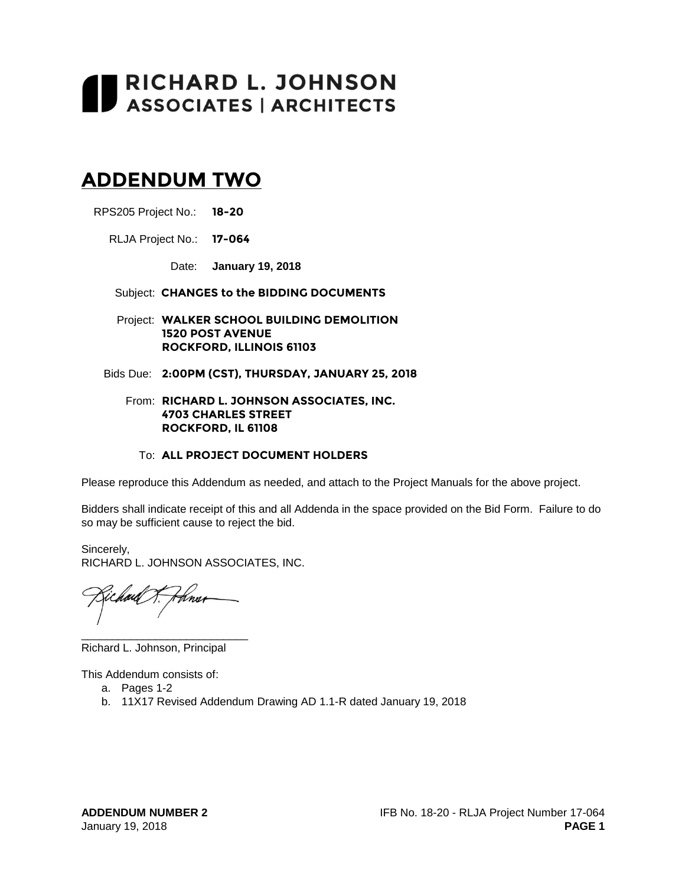# RICHARD L. JOHNSON ASSOCIATES | ARCHITECTS

## ADDENDUM TWO

RPS205 Project No.: **18-20**

RLJA Project No.: **17-064**

Date: **January 19, 2018**

Subject: **CHANGES to the BIDDING DOCUMENTS**

Project: **WALKER SCHOOL BUILDING DEMOLITION**
**1520 POST AVENUE**
**ROCKFORD, ILLINOIS 61103**

Bids Due: **2:00PM (CST), THURSDAY, JANUARY 25, 2018**

From: **RICHARD L. JOHNSON ASSOCIATES, INC.**
**4703 CHARLES STREET**
**ROCKFORD, IL 61108**

To: **ALL PROJECT DOCUMENT HOLDERS**

Please reproduce this Addendum as needed, and attach to the Project Manuals for the above project.

Bidders shall indicate receipt of this and all Addenda in the space provided on the Bid Form. Failure to do so may be sufficient cause to reject the bid.

Sincerely,
RICHARD L. JOHNSON ASSOCIATES, INC.

___________________________
Richard L. Johnson, Principal

This Addendum consists of:

a. Pages 1-2
b. 11X17 Revised Addendum Drawing AD 1.1-R dated January 19, 2018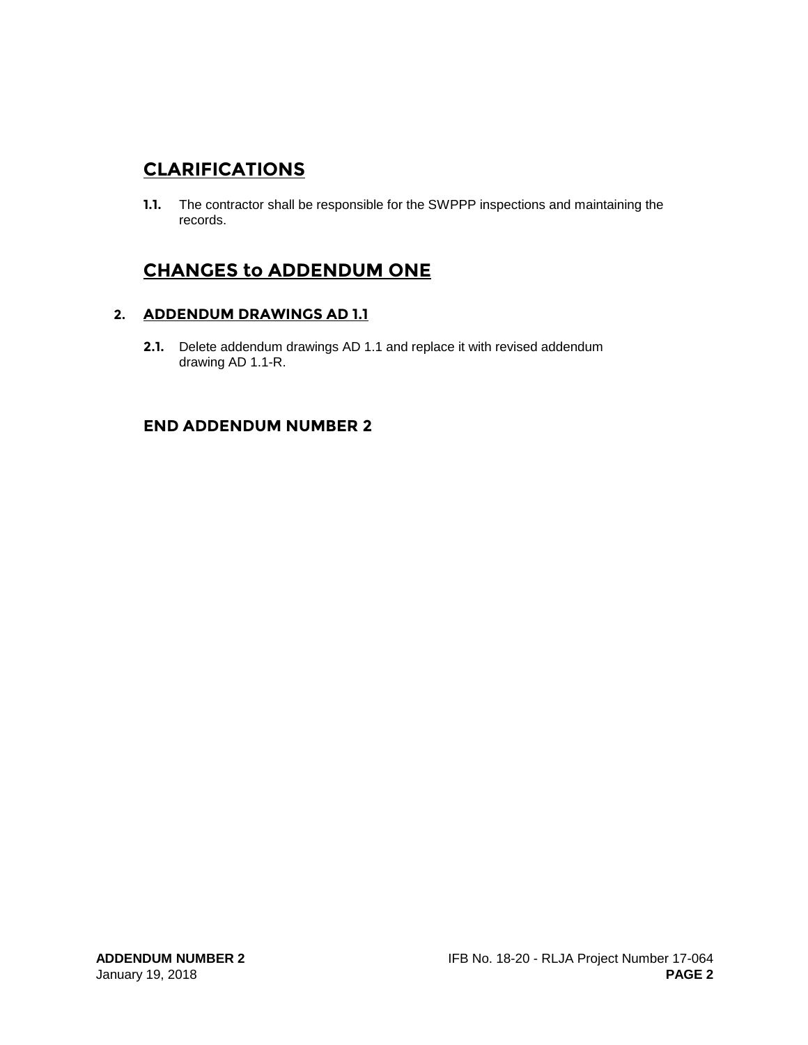## CLARIFICATIONS

**1.1.** The contractor shall be responsible for the SWPPP inspections and maintaining the records.

## CHANGES to ADDENDUM ONE

### 2. ADDENDUM DRAWINGS AD 1.1

**2.1.** Delete addendum drawings AD 1.1 and replace it with revised addendum drawing AD 1.1-R.

### END ADDENDUM NUMBER 2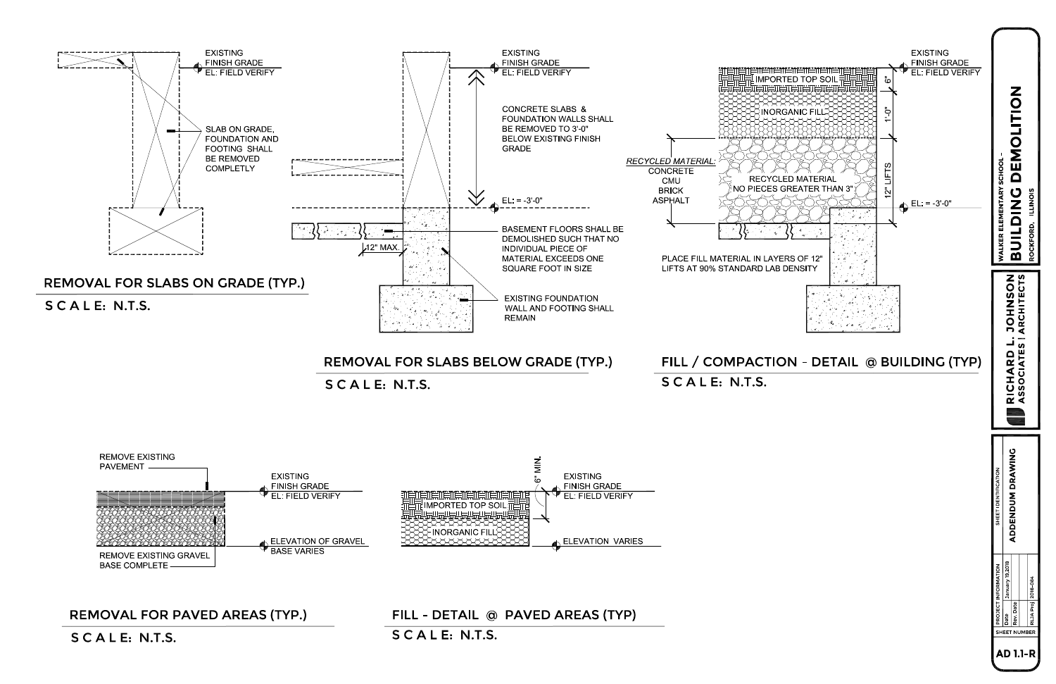## REMOVAL FOR SLABS ON GRADE (TYP.)

SCALE: N.T.S.

EXISTING FINISH GRADE EL: FIELD VERIFY

SLAB ON GRADE, FOUNDATION AND FOOTING SHALL BE REMOVED COMPLETLY

## REMOVAL FOR SLABS BELOW GRADE (TYP.)

SCALE: N.T.S.

EXISTING FINISH GRADE EL: FIELD VERIFY

CONCRETE SLABS & FOUNDATION WALLS SHALL BE REMOVED TO 3'-0" BELOW EXISTING FINISH GRADE

EL: = -3'-0"

12" MAX.

BASEMENT FLOORS SHALL BE DEMOLISHED SUCH THAT NO INDIVIDUAL PIECE OF MATERIAL EXCEEDS ONE SQUARE FOOT IN SIZE

EXISTING FOUNDATION WALL AND FOOTING SHALL REMAIN

## FILL / COMPACTION - DETAIL @ BUILDING (TYP)

SCALE: N.T.S.

EXISTING FINISH GRADE EL: FIELD VERIFY

IMPORTED TOP SOIL

6"

INORGANIC FILL

1'-0"

*RECYCLED MATERIAL:*
CONCRETE
CMU
BRICK
ASPHALT

RECYCLED MATERIAL NO PIECES GREATER THAN 3"

12" LIFTS

EL: = -3'-0"

PLACE FILL MATERIAL IN LAYERS OF 12" LIFTS AT 90% STANDARD LAB DENSITY

## REMOVAL FOR PAVED AREAS (TYP.)

SCALE: N.T.S.

REMOVE EXISTING PAVEMENT

EXISTING FINISH GRADE EL: FIELD VERIFY

ELEVATION OF GRAVEL BASE VARIES

REMOVE EXISTING GRAVEL BASE COMPLETE

## FILL - DETAIL @ PAVED AREAS (TYP)

SCALE: N.T.S.

6" MIN.

IMPORTED TOP SOIL

INORGANIC FILL

EXISTING FINISH GRADE EL: FIELD VERIFY

ELEVATION VARIES

---

WALKER ELEMENTARY SCHOOL -
**BUILDING DEMOLITION**
ROCKFORD, ILLINOIS

RICHARD L. JOHNSON ASSOCIATES | ARCHITECTS

SHEET IDENTIFICATION: ADDENDUM DRAWING

| PROJECT INFORMATION | |
| --- | --- |
| Date | January 19, 2018 |
| Rev. Date | |
| RLJA Proj | 2016-084 |

SHEET NUMBER: AD 1.1-R